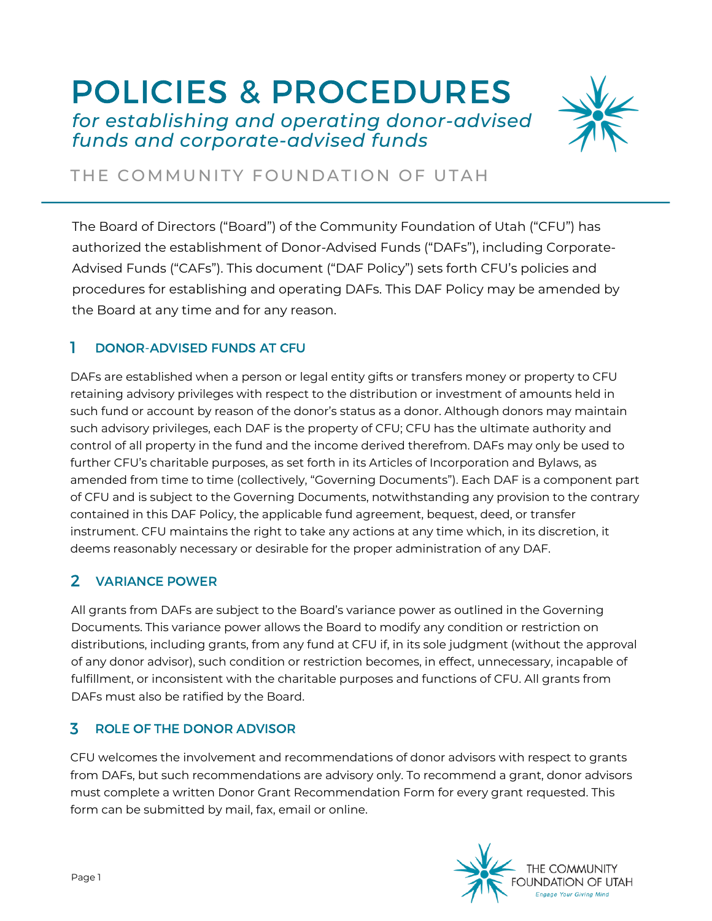# POLICIES & PROCEDURES

*for establishing and operating donor-advised funds and corporate-advised funds*

THE COMMUNITY FOUNDATION OF UTAH

The Board of Directors ("Board") of the Community Foundation of Utah ("CFU") has authorized the establishment of Donor-Advised Funds ("DAFs"), including Corporate-Advised Funds ("CAFs"). This document ("DAF Policy") sets forth CFU's policies and procedures for establishing and operating DAFs. This DAF Policy may be amended by the Board at any time and for any reason.

## 1 DONOR-ADVISED FUNDS AT CFU

DAFs are established when a person or legal entity gifts or transfers money or property to CFU retaining advisory privileges with respect to the distribution or investment of amounts held in such fund or account by reason of the donor's status as a donor. Although donors may maintain such advisory privileges, each DAF is the property of CFU; CFU has the ultimate authority and control of all property in the fund and the income derived therefrom. DAFs may only be used to further CFU's charitable purposes, as set forth in its Articles of Incorporation and Bylaws, as amended from time to time (collectively, "Governing Documents"). Each DAF is a component part of CFU and is subject to the Governing Documents, notwithstanding any provision to the contrary contained in this DAF Policy, the applicable fund agreement, bequest, deed, or transfer instrument. CFU maintains the right to take any actions at any time which, in its discretion, it deems reasonably necessary or desirable for the proper administration of any DAF.

## 2 VARIANCE POWER

All grants from DAFs are subject to the Board's variance power as outlined in the Governing Documents. This variance power allows the Board to modify any condition or restriction on distributions, including grants, from any fund at CFU if, in its sole judgment (without the approval of any donor advisor), such condition or restriction becomes, in effect, unnecessary, incapable of fulfillment, or inconsistent with the charitable purposes and functions of CFU. All grants from DAFs must also be ratified by the Board.

## 3 ROLE OF THE DONOR ADVISOR

CFU welcomes the involvement and recommendations of donor advisors with respect to grants from DAFs, but such recommendations are advisory only. To recommend a grant, donor advisors must complete a written Donor Grant Recommendation Form for every grant requested. This form can be submitted by mail, fax, email or online.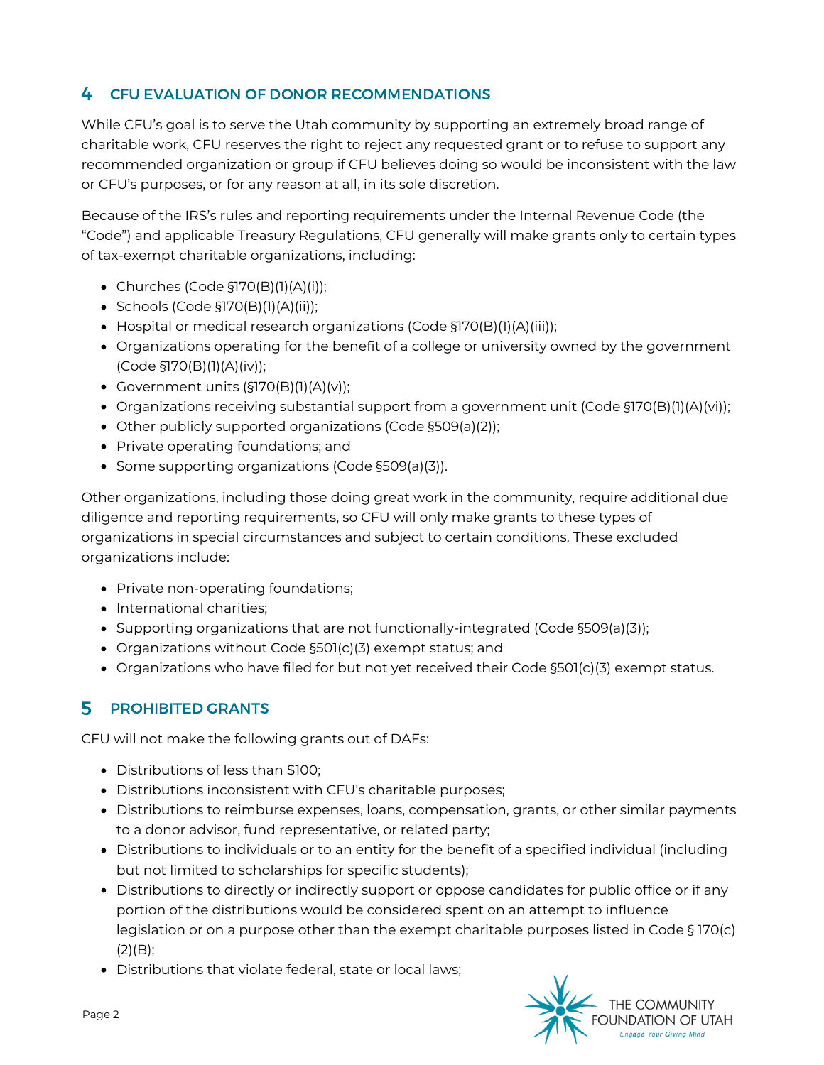## 4 CFU EVALUATION OF DONOR RECOMMENDATIONS

While CFU's goal is to serve the Utah community by supporting an extremely broad range of charitable work, CFU reserves the right to reject any requested grant or to refuse to support any recommended organization or group if CFU believes doing so would be inconsistent with the law or CFU's purposes, or for any reason at all, in its sole discretion.

Because of the IRS's rules and reporting requirements under the Internal Revenue Code (the "Code") and applicable Treasury Regulations, CFU generally will make grants only to certain types of tax-exempt charitable organizations, including:

- Churches (Code §170(B)(1)(A)(i));
- Schools (Code §170(B)(1)(A)(ii));
- Hospital or medical research organizations (Code §170(B)(1)(A)(iii));
- Organizations operating for the benefit of a college or university owned by the government (Code §170(B)(1)(A)(iv));
- Government units (§170(B)(1)(A)(v));
- Organizations receiving substantial support from a government unit (Code §170(B)(1)(A)(vi));
- Other publicly supported organizations (Code §509(a)(2));
- Private operating foundations; and
- Some supporting organizations (Code §509(a)(3)).

Other organizations, including those doing great work in the community, require additional due diligence and reporting requirements, so CFU will only make grants to these types of organizations in special circumstances and subject to certain conditions. These excluded organizations include:

- Private non-operating foundations;
- International charities;
- Supporting organizations that are not functionally-integrated (Code §509(a)(3));
- Organizations without Code §501(c)(3) exempt status; and
- Organizations who have filed for but not yet received their Code §501(c)(3) exempt status.

## 5 PROHIBITED GRANTS

CFU will not make the following grants out of DAFs:

- Distributions of less than $100;
- Distributions inconsistent with CFU's charitable purposes;
- Distributions to reimburse expenses, loans, compensation, grants, or other similar payments to a donor advisor, fund representative, or related party;
- Distributions to individuals or to an entity for the benefit of a specified individual (including but not limited to scholarships for specific students);
- Distributions to directly or indirectly support or oppose candidates for public office or if any portion of the distributions would be considered spent on an attempt to influence legislation or on a purpose other than the exempt charitable purposes listed in Code § 170(c)(2)(B);
- Distributions that violate federal, state or local laws;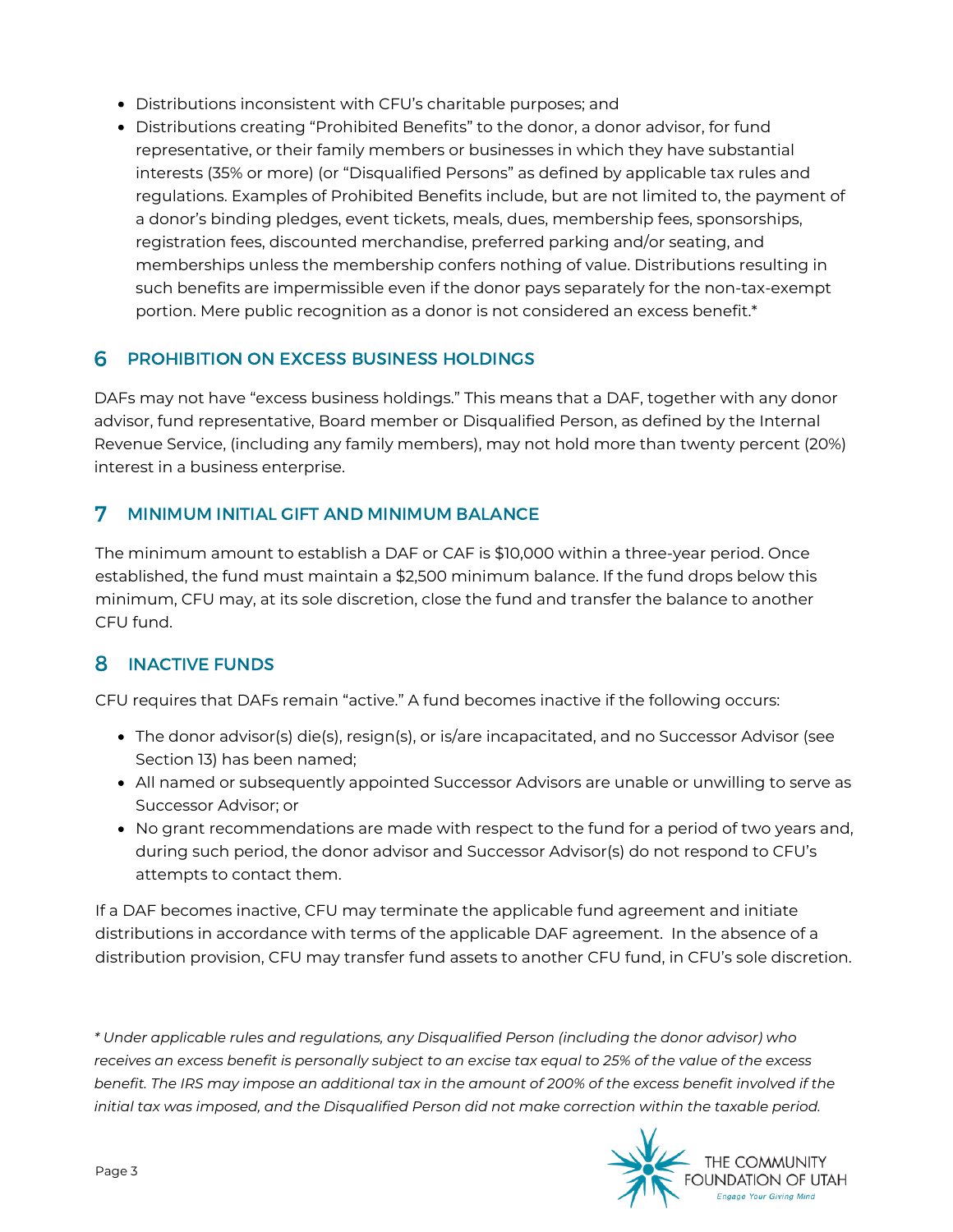- Distributions inconsistent with CFU's charitable purposes; and
- Distributions creating "Prohibited Benefits" to the donor, a donor advisor, for fund representative, or their family members or businesses in which they have substantial interests (35% or more) (or "Disqualified Persons" as defined by applicable tax rules and regulations. Examples of Prohibited Benefits include, but are not limited to, the payment of a donor's binding pledges, event tickets, meals, dues, membership fees, sponsorships, registration fees, discounted merchandise, preferred parking and/or seating, and memberships unless the membership confers nothing of value. Distributions resulting in such benefits are impermissible even if the donor pays separately for the non-tax-exempt portion. Mere public recognition as a donor is not considered an excess benefit.*

## 6 PROHIBITION ON EXCESS BUSINESS HOLDINGS

DAFs may not have "excess business holdings." This means that a DAF, together with any donor advisor, fund representative, Board member or Disqualified Person, as defined by the Internal Revenue Service, (including any family members), may not hold more than twenty percent (20%) interest in a business enterprise.

## 7 MINIMUM INITIAL GIFT AND MINIMUM BALANCE

The minimum amount to establish a DAF or CAF is $10,000 within a three-year period. Once established, the fund must maintain a $2,500 minimum balance. If the fund drops below this minimum, CFU may, at its sole discretion, close the fund and transfer the balance to another CFU fund.

## 8 INACTIVE FUNDS

CFU requires that DAFs remain "active." A fund becomes inactive if the following occurs:

- The donor advisor(s) die(s), resign(s), or is/are incapacitated, and no Successor Advisor (see Section 13) has been named;
- All named or subsequently appointed Successor Advisors are unable or unwilling to serve as Successor Advisor; or
- No grant recommendations are made with respect to the fund for a period of two years and, during such period, the donor advisor and Successor Advisor(s) do not respond to CFU's attempts to contact them.

If a DAF becomes inactive, CFU may terminate the applicable fund agreement and initiate distributions in accordance with terms of the applicable DAF agreement. In the absence of a distribution provision, CFU may transfer fund assets to another CFU fund, in CFU's sole discretion.

*\* Under applicable rules and regulations, any Disqualified Person (including the donor advisor) who receives an excess benefit is personally subject to an excise tax equal to 25% of the value of the excess benefit. The IRS may impose an additional tax in the amount of 200% of the excess benefit involved if the initial tax was imposed, and the Disqualified Person did not make correction within the taxable period.*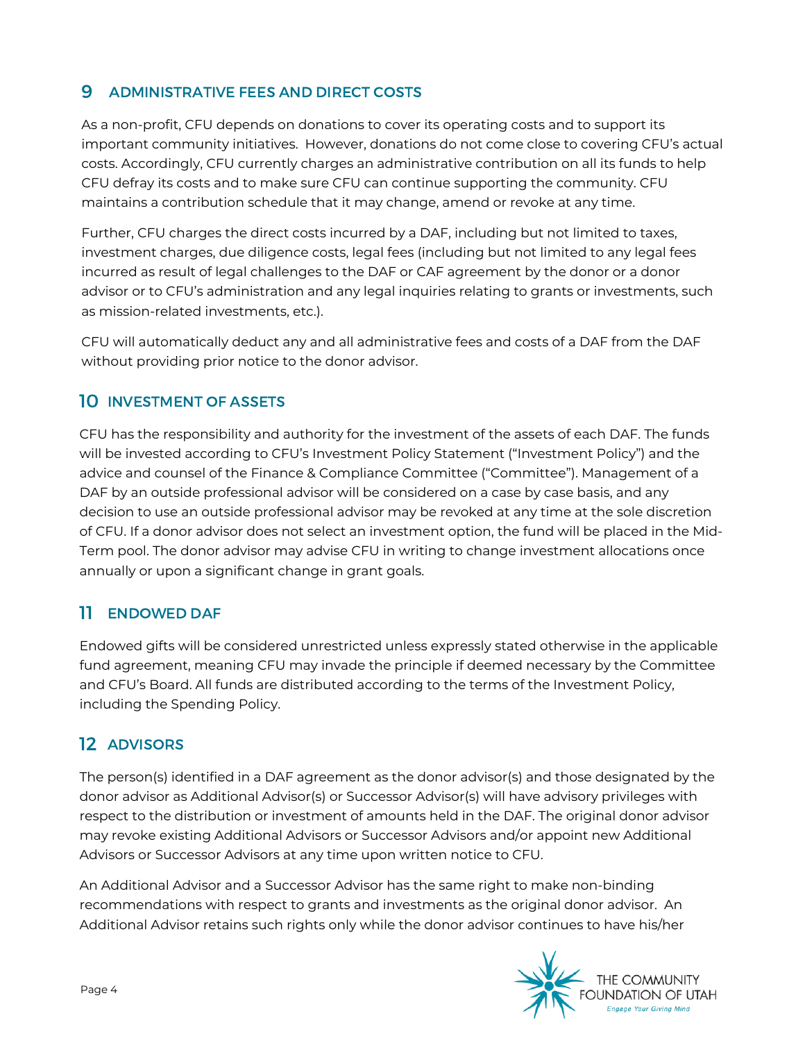## 9 ADMINISTRATIVE FEES AND DIRECT COSTS

As a non-profit, CFU depends on donations to cover its operating costs and to support its important community initiatives. However, donations do not come close to covering CFU's actual costs. Accordingly, CFU currently charges an administrative contribution on all its funds to help CFU defray its costs and to make sure CFU can continue supporting the community. CFU maintains a contribution schedule that it may change, amend or revoke at any time.

Further, CFU charges the direct costs incurred by a DAF, including but not limited to taxes, investment charges, due diligence costs, legal fees (including but not limited to any legal fees incurred as result of legal challenges to the DAF or CAF agreement by the donor or a donor advisor or to CFU's administration and any legal inquiries relating to grants or investments, such as mission-related investments, etc.).

CFU will automatically deduct any and all administrative fees and costs of a DAF from the DAF without providing prior notice to the donor advisor.

## 10 INVESTMENT OF ASSETS

CFU has the responsibility and authority for the investment of the assets of each DAF. The funds will be invested according to CFU's Investment Policy Statement ("Investment Policy") and the advice and counsel of the Finance & Compliance Committee ("Committee"). Management of a DAF by an outside professional advisor will be considered on a case by case basis, and any decision to use an outside professional advisor may be revoked at any time at the sole discretion of CFU. If a donor advisor does not select an investment option, the fund will be placed in the Mid-Term pool. The donor advisor may advise CFU in writing to change investment allocations once annually or upon a significant change in grant goals.

## 11 ENDOWED DAF

Endowed gifts will be considered unrestricted unless expressly stated otherwise in the applicable fund agreement, meaning CFU may invade the principle if deemed necessary by the Committee and CFU's Board. All funds are distributed according to the terms of the Investment Policy, including the Spending Policy.

## 12 ADVISORS

The person(s) identified in a DAF agreement as the donor advisor(s) and those designated by the donor advisor as Additional Advisor(s) or Successor Advisor(s) will have advisory privileges with respect to the distribution or investment of amounts held in the DAF. The original donor advisor may revoke existing Additional Advisors or Successor Advisors and/or appoint new Additional Advisors or Successor Advisors at any time upon written notice to CFU.

An Additional Advisor and a Successor Advisor has the same right to make non-binding recommendations with respect to grants and investments as the original donor advisor. An Additional Advisor retains such rights only while the donor advisor continues to have his/her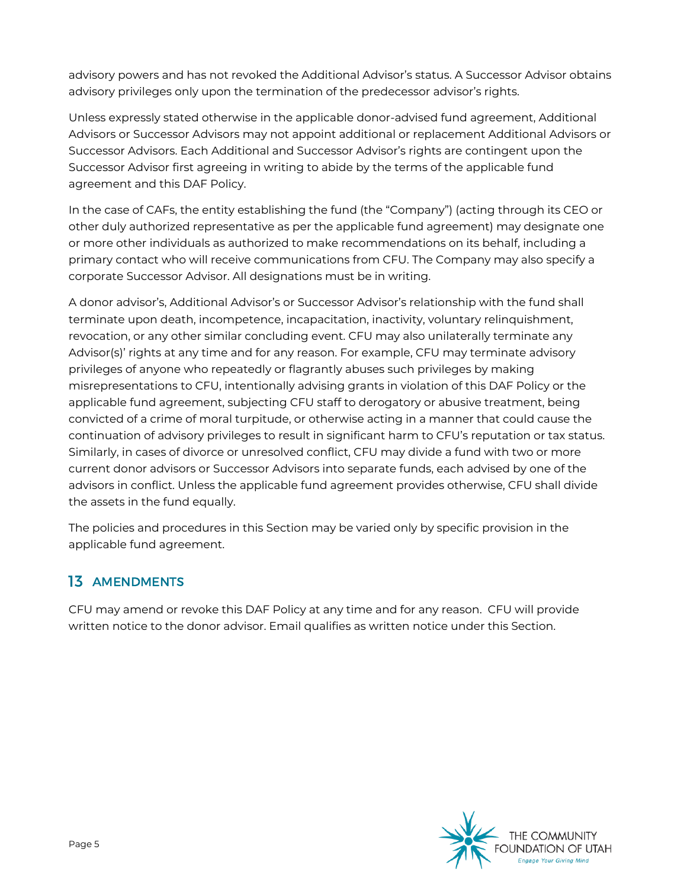advisory powers and has not revoked the Additional Advisor's status. A Successor Advisor obtains advisory privileges only upon the termination of the predecessor advisor's rights.

Unless expressly stated otherwise in the applicable donor-advised fund agreement, Additional Advisors or Successor Advisors may not appoint additional or replacement Additional Advisors or Successor Advisors. Each Additional and Successor Advisor's rights are contingent upon the Successor Advisor first agreeing in writing to abide by the terms of the applicable fund agreement and this DAF Policy.

In the case of CAFs, the entity establishing the fund (the "Company") (acting through its CEO or other duly authorized representative as per the applicable fund agreement) may designate one or more other individuals as authorized to make recommendations on its behalf, including a primary contact who will receive communications from CFU. The Company may also specify a corporate Successor Advisor. All designations must be in writing.

A donor advisor's, Additional Advisor's or Successor Advisor's relationship with the fund shall terminate upon death, incompetence, incapacitation, inactivity, voluntary relinquishment, revocation, or any other similar concluding event. CFU may also unilaterally terminate any Advisor(s)' rights at any time and for any reason. For example, CFU may terminate advisory privileges of anyone who repeatedly or flagrantly abuses such privileges by making misrepresentations to CFU, intentionally advising grants in violation of this DAF Policy or the applicable fund agreement, subjecting CFU staff to derogatory or abusive treatment, being convicted of a crime of moral turpitude, or otherwise acting in a manner that could cause the continuation of advisory privileges to result in significant harm to CFU's reputation or tax status. Similarly, in cases of divorce or unresolved conflict, CFU may divide a fund with two or more current donor advisors or Successor Advisors into separate funds, each advised by one of the advisors in conflict. Unless the applicable fund agreement provides otherwise, CFU shall divide the assets in the fund equally.

The policies and procedures in this Section may be varied only by specific provision in the applicable fund agreement.

## 13 AMENDMENTS

CFU may amend or revoke this DAF Policy at any time and for any reason. CFU will provide written notice to the donor advisor. Email qualifies as written notice under this Section.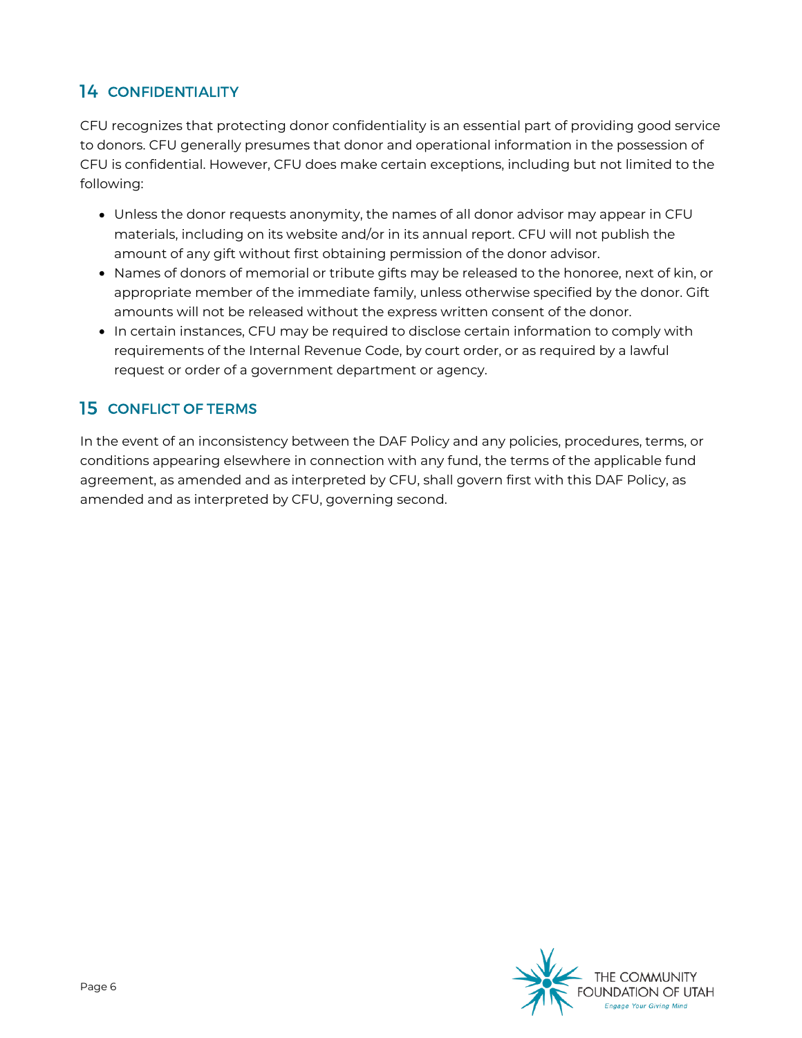## 14 CONFIDENTIALITY

CFU recognizes that protecting donor confidentiality is an essential part of providing good service to donors. CFU generally presumes that donor and operational information in the possession of CFU is confidential. However, CFU does make certain exceptions, including but not limited to the following:

- Unless the donor requests anonymity, the names of all donor advisor may appear in CFU materials, including on its website and/or in its annual report. CFU will not publish the amount of any gift without first obtaining permission of the donor advisor.
- Names of donors of memorial or tribute gifts may be released to the honoree, next of kin, or appropriate member of the immediate family, unless otherwise specified by the donor. Gift amounts will not be released without the express written consent of the donor.
- In certain instances, CFU may be required to disclose certain information to comply with requirements of the Internal Revenue Code, by court order, or as required by a lawful request or order of a government department or agency.

## 15 CONFLICT OF TERMS

In the event of an inconsistency between the DAF Policy and any policies, procedures, terms, or conditions appearing elsewhere in connection with any fund, the terms of the applicable fund agreement, as amended and as interpreted by CFU, shall govern first with this DAF Policy, as amended and as interpreted by CFU, governing second.